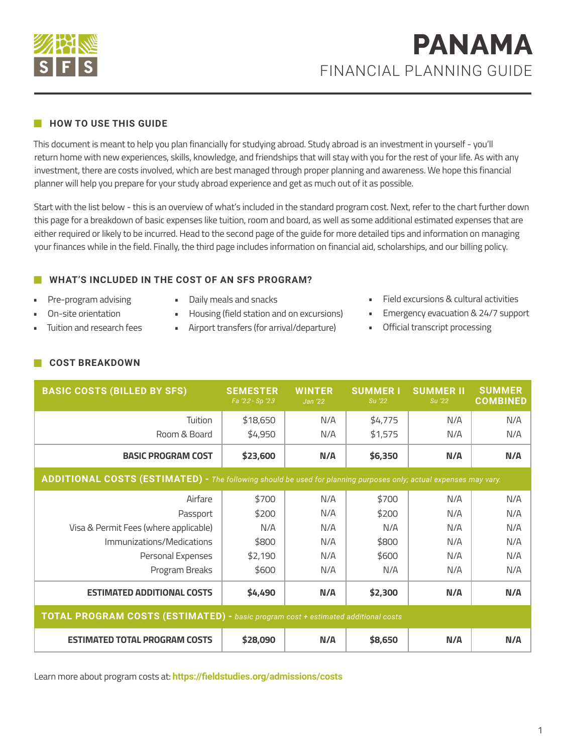# PANAMA

## FINANCIAL PLANNING GUIDE

### HOW TO USE THIS GUIDE

This document is meant to help you plan financially for studying abroad. Study abroad is an investment in yourself - you'll return home with new experiences, skills, knowledge, and friendships that will stay with you for the rest of your life. As with any investment, there are costs involved, which are best managed through proper planning and awareness. We hope this financial planner will help you prepare for your study abroad experience and get as much out of it as possible.

Start with the list below - this is an overview of what's included in the standard program cost. Next, refer to the chart further down this page for a breakdown of basic expenses like tuition, room and board, as well as some additional estimated expenses that are either required or likely to be incurred. Head to the second page of the guide for more detailed tips and information on managing your finances while in the field. Finally, the third page includes information on financial aid, scholarships, and our billing policy.

### WHAT'S INCLUDED IN THE COST OF AN SFS PROGRAM?

- Pre-program advising
- On-site orientation
- Tuition and research fees
- Daily meals and snacks
- Housing (field station and on excursions)
- Airport transfers (for arrival/departure)
- Field excursions & cultural activities
- Emergency evacuation & 24/7 support
- Official transcript processing

### COST BREAKDOWN

| BASIC COSTS (BILLED BY SFS) | SEMESTER *Fa '22 - Sp '23* | WINTER *Jan '22* | SUMMER I *Su '22* | SUMMER II *Su '22* | SUMMER COMBINED |
|---|---|---|---|---|---|
| Tuition | $18,650 | N/A | $4,775 | N/A | N/A |
| Room & Board | $4,950 | N/A | $1,575 | N/A | N/A |
| **BASIC PROGRAM COST** | **$23,600** | **N/A** | **$6,350** | **N/A** | **N/A** |
| **ADDITIONAL COSTS (ESTIMATED) -** *The following should be used for planning purposes only; actual expenses may vary.* | | | | | |
| Airfare | $700 | N/A | $700 | N/A | N/A |
| Passport | $200 | N/A | $200 | N/A | N/A |
| Visa & Permit Fees (where applicable) | N/A | N/A | N/A | N/A | N/A |
| Immunizations/Medications | $800 | N/A | $800 | N/A | N/A |
| Personal Expenses | $2,190 | N/A | $600 | N/A | N/A |
| Program Breaks | $600 | N/A | N/A | N/A | N/A |
| **ESTIMATED ADDITIONAL COSTS** | **$4,490** | **N/A** | **$2,300** | **N/A** | **N/A** |
| **TOTAL PROGRAM COSTS (ESTIMATED) -** *basic program cost + estimated additional costs* | | | | | |
| **ESTIMATED TOTAL PROGRAM COSTS** | **$28,090** | **N/A** | **$8,650** | **N/A** | **N/A** |

Learn more about program costs at: **https://fieldstudies.org/admissions/costs**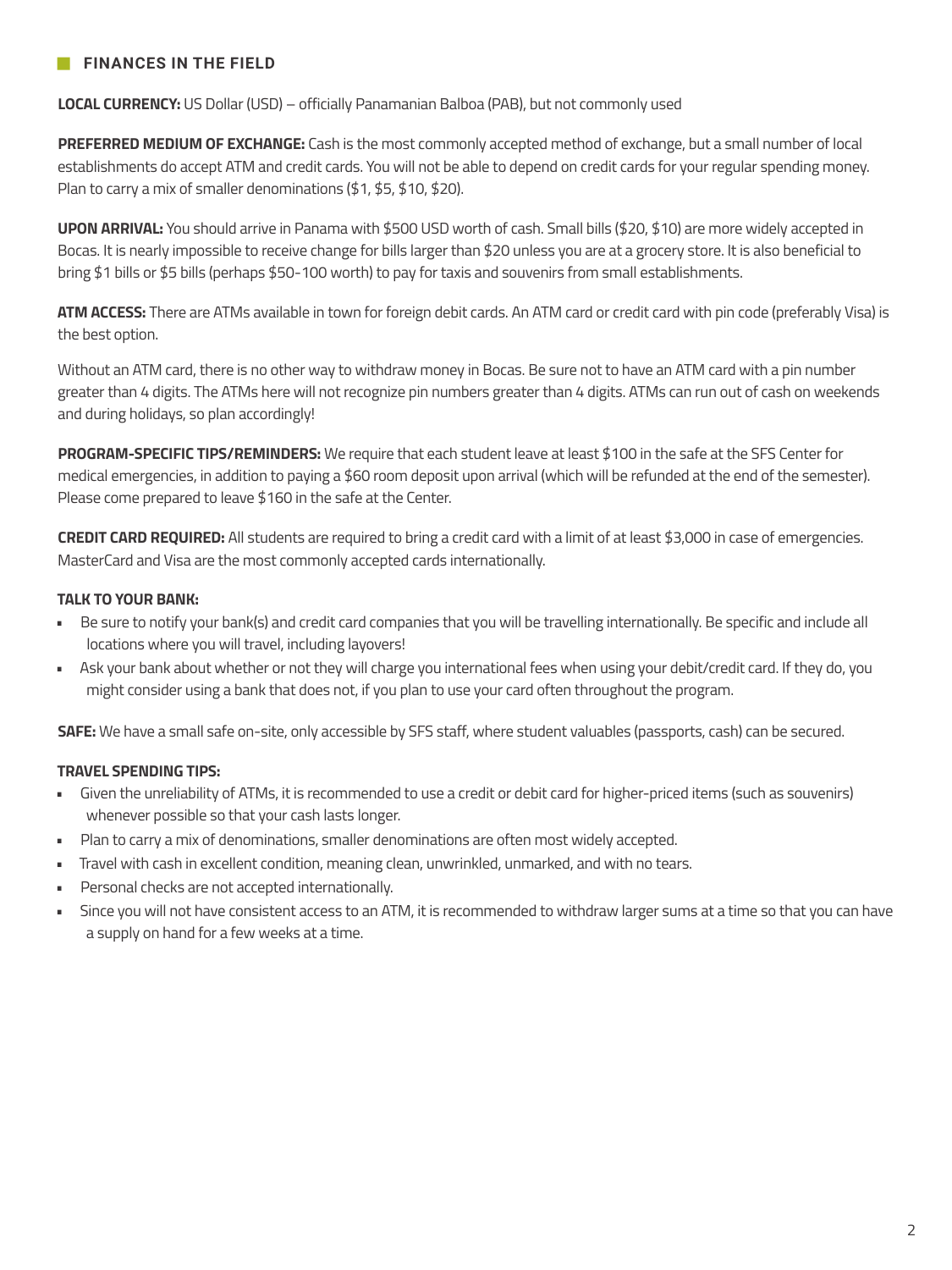## FINANCES IN THE FIELD

**LOCAL CURRENCY:** US Dollar (USD) – officially Panamanian Balboa (PAB), but not commonly used

**PREFERRED MEDIUM OF EXCHANGE:** Cash is the most commonly accepted method of exchange, but a small number of local establishments do accept ATM and credit cards. You will not be able to depend on credit cards for your regular spending money. Plan to carry a mix of smaller denominations ($1, $5, $10, $20).

**UPON ARRIVAL:** You should arrive in Panama with $500 USD worth of cash. Small bills ($20, $10) are more widely accepted in Bocas. It is nearly impossible to receive change for bills larger than $20 unless you are at a grocery store. It is also beneficial to bring $1 bills or $5 bills (perhaps $50-100 worth) to pay for taxis and souvenirs from small establishments.

**ATM ACCESS:** There are ATMs available in town for foreign debit cards. An ATM card or credit card with pin code (preferably Visa) is the best option.

Without an ATM card, there is no other way to withdraw money in Bocas. Be sure not to have an ATM card with a pin number greater than 4 digits. The ATMs here will not recognize pin numbers greater than 4 digits. ATMs can run out of cash on weekends and during holidays, so plan accordingly!

**PROGRAM-SPECIFIC TIPS/REMINDERS:** We require that each student leave at least $100 in the safe at the SFS Center for medical emergencies, in addition to paying a $60 room deposit upon arrival (which will be refunded at the end of the semester). Please come prepared to leave $160 in the safe at the Center.

**CREDIT CARD REQUIRED:** All students are required to bring a credit card with a limit of at least $3,000 in case of emergencies. MasterCard and Visa are the most commonly accepted cards internationally.

**TALK TO YOUR BANK:**

- Be sure to notify your bank(s) and credit card companies that you will be travelling internationally. Be specific and include all locations where you will travel, including layovers!
- Ask your bank about whether or not they will charge you international fees when using your debit/credit card. If they do, you might consider using a bank that does not, if you plan to use your card often throughout the program.

**SAFE:** We have a small safe on-site, only accessible by SFS staff, where student valuables (passports, cash) can be secured.

**TRAVEL SPENDING TIPS:**

- Given the unreliability of ATMs, it is recommended to use a credit or debit card for higher-priced items (such as souvenirs) whenever possible so that your cash lasts longer.
- Plan to carry a mix of denominations, smaller denominations are often most widely accepted.
- Travel with cash in excellent condition, meaning clean, unwrinkled, unmarked, and with no tears.
- Personal checks are not accepted internationally.
- Since you will not have consistent access to an ATM, it is recommended to withdraw larger sums at a time so that you can have a supply on hand for a few weeks at a time.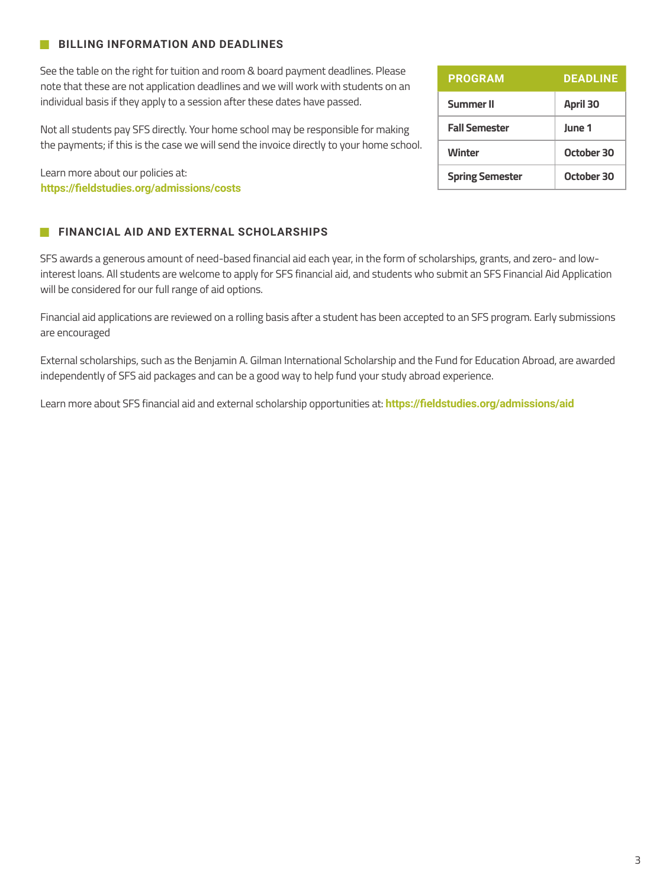## BILLING INFORMATION AND DEADLINES

See the table on the right for tuition and room & board payment deadlines. Please note that these are not application deadlines and we will work with students on an individual basis if they apply to a session after these dates have passed.

Not all students pay SFS directly. Your home school may be responsible for making the payments; if this is the case we will send the invoice directly to your home school.

Learn more about our policies at:
**https://fieldstudies.org/admissions/costs**

| PROGRAM | DEADLINE |
|---|---|
| **Summer II** | **April 30** |
| **Fall Semester** | **June 1** |
| **Winter** | **October 30** |
| **Spring Semester** | **October 30** |

## FINANCIAL AID AND EXTERNAL SCHOLARSHIPS

SFS awards a generous amount of need-based financial aid each year, in the form of scholarships, grants, and zero- and low-interest loans. All students are welcome to apply for SFS financial aid, and students who submit an SFS Financial Aid Application will be considered for our full range of aid options.

Financial aid applications are reviewed on a rolling basis after a student has been accepted to an SFS program. Early submissions are encouraged

External scholarships, such as the Benjamin A. Gilman International Scholarship and the Fund for Education Abroad, are awarded independently of SFS aid packages and can be a good way to help fund your study abroad experience.

Learn more about SFS financial aid and external scholarship opportunities at: **https://fieldstudies.org/admissions/aid**